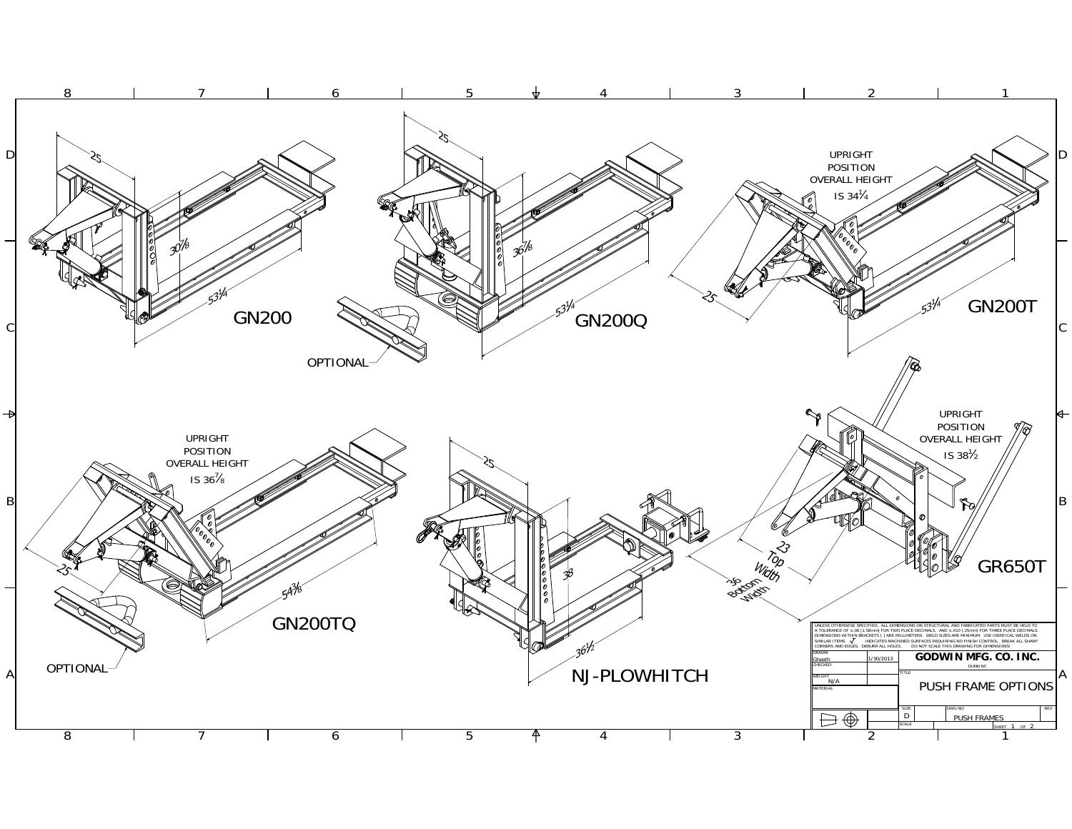GN200

25

$30\frac{7}{8}$

$53\frac{1}{4}$

OPTIONAL

GN200Q

25

$36\frac{7}{8}$

$53\frac{1}{4}$

GN200T

UPRIGHT POSITION OVERALL HEIGHT IS $34\frac{1}{4}$

25

$53\frac{1}{4}$

GN200TQ

UPRIGHT POSITION OVERALL HEIGHT IS $36\frac{7}{8}$

25

$54\frac{3}{8}$

OPTIONAL

NJ-PLOWHITCH

25

38

$36\frac{1}{2}$

GR650T

UPRIGHT POSITION OVERALL HEIGHT IS $38\frac{1}{2}$

23 Top Width

36 Bottom Width

UNLESS OTHERWISE SPECIFIED, ALL DIMENSIONS ON STRUCTURAL AND FABRICATED PARTS MUST BE HELD TO A TOLERANCE OF ±.06 [1.58mm] FOR TWO PLACE DECIMALS, AND ±.010 [.25mm] FOR THREE PLACE DECIMALS. DIMENSIONS WITHIN BRACKETS [ ] ARE MILLIMETERS. WELD SIZES ARE MINIMUM. USE IDENTICAL WELDS ON SIMILAR ITEMS. √ INDICATES MACHINED SURFACES REQUIRING NO FINISH CONTROL. BREAK ALL SHARP CORNERS AND EDGES. DEBURR ALL HOLES. DO NOT SCALE THIS DRAWING FOR DIMENSIONS!

| DRAWN | Gheath | 1/30/2013 | GODWIN MFG. CO. INC. DUNN NC |
|---|---|---|---|
| CHECKED | | | |
| WEIGHT | N/A | | TITLE: PUSH FRAME OPTIONS |
| MATERIAL | | | |
| SIZE | D | DWG NO | PUSH FRAMES |
| SCALE | | SHEET 1 OF 2 | REV |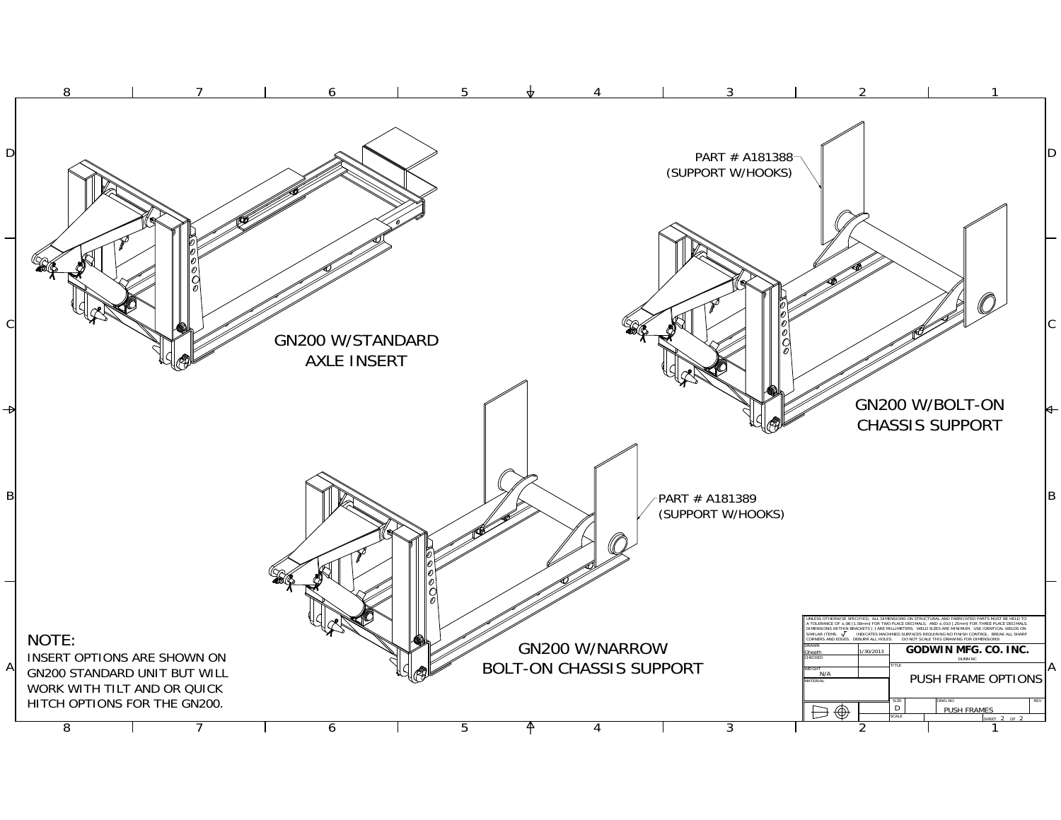PART # A181388
(SUPPORT W/HOOKS)

GN200 W/STANDARD
AXLE INSERT

GN200 W/BOLT-ON
CHASSIS SUPPORT

PART # A181389
(SUPPORT W/HOOKS)

GN200 W/NARROW
BOLT-ON CHASSIS SUPPORT

NOTE:
INSERT OPTIONS ARE SHOWN ON GN200 STANDARD UNIT BUT WILL WORK WITH TILT AND OR QUICK HITCH OPTIONS FOR THE GN200.

UNLESS OTHERWISE SPECIFIED, ALL DIMENSIONS ON STRUCTURAL AND FABRICATED PARTS MUST BE HELD TO A TOLERANCE OF ±.06 [1.58mm] FOR TWO PLACE DECIMALS, AND ±.010 [.25mm] FOR THREE PLACE DECIMALS. DIMENSIONS WITHIN BRACKETS [ ] ARE MILLIMETERS. WELD SIZES ARE MINIMUM. USE IDENTICAL WELDS ON SIMILAR ITEMS. √ INDICATES MACHINED SURFACES REQUIRING NO FINISH CONTROL. BREAK ALL SHARP CORNERS AND EDGES. DEBURR ALL HOLES. DO NOT SCALE THIS DRAWING FOR DIMENSIONS!

| | | |
|---|---|---|
| DRAWN: Gheath | 1/30/2013 | GODWIN MFG. CO. INC. DUNN NC |
| CHECKED | | TITLE: PUSH FRAME OPTIONS |
| WEIGHT: N/A | | |
| MATERIAL | | SIZE: D / DWG NO: PUSH FRAMES / REV |
| | | SCALE / SHEET 2 OF 2 |